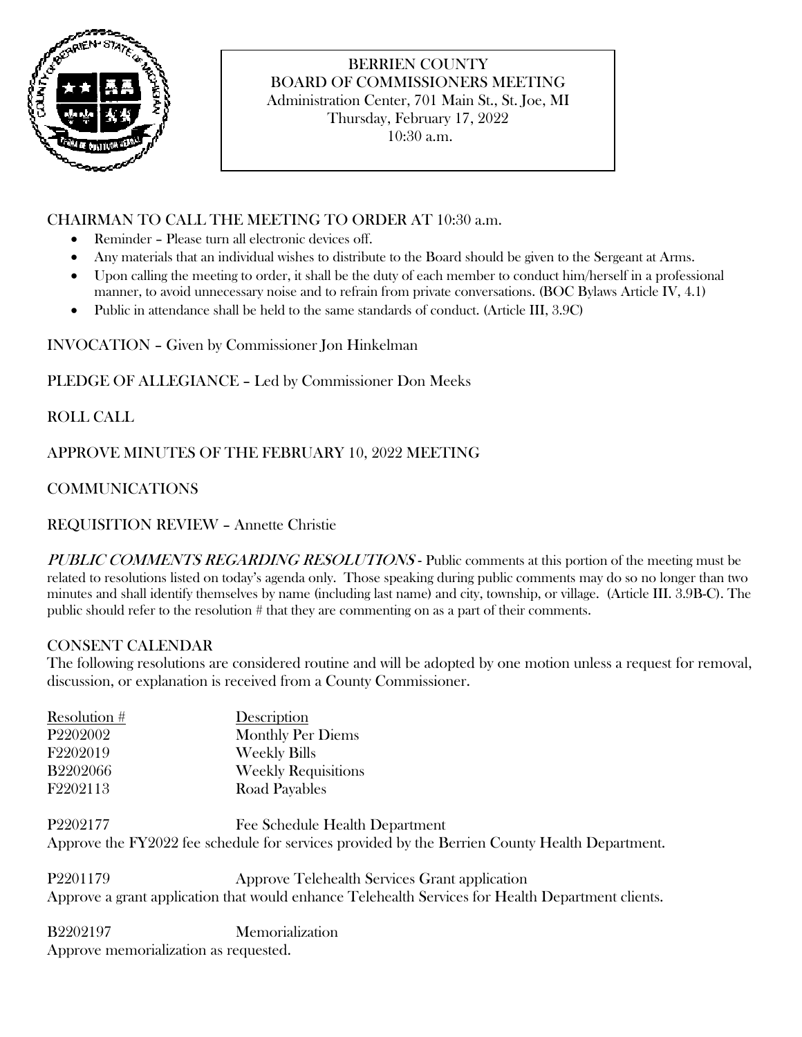# BERRIEN COUNTY
## BOARD OF COMMISSIONERS MEETING

Administration Center, 701 Main St., St. Joe, MI
Thursday, February 17, 2022
10:30 a.m.

CHAIRMAN TO CALL THE MEETING TO ORDER AT 10:30 a.m.

- Reminder – Please turn all electronic devices off.
- Any materials that an individual wishes to distribute to the Board should be given to the Sergeant at Arms.
- Upon calling the meeting to order, it shall be the duty of each member to conduct him/herself in a professional manner, to avoid unnecessary noise and to refrain from private conversations. (BOC Bylaws Article IV, 4.1)
- Public in attendance shall be held to the same standards of conduct. (Article III, 3.9C)

INVOCATION – Given by Commissioner Jon Hinkelman

PLEDGE OF ALLEGIANCE – Led by Commissioner Don Meeks

ROLL CALL

APPROVE MINUTES OF THE FEBRUARY 10, 2022 MEETING

COMMUNICATIONS

REQUISITION REVIEW – Annette Christie

*PUBLIC COMMENTS REGARDING RESOLUTIONS* - Public comments at this portion of the meeting must be related to resolutions listed on today's agenda only. Those speaking during public comments may do so no longer than two minutes and shall identify themselves by name (including last name) and city, township, or village. (Article III. 3.9B-C). The public should refer to the resolution # that they are commenting on as a part of their comments.

CONSENT CALENDAR

The following resolutions are considered routine and will be adopted by one motion unless a request for removal, discussion, or explanation is received from a County Commissioner.

| Resolution # | Description |
| --- | --- |
| P2202002 | Monthly Per Diems |
| F2202019 | Weekly Bills |
| B2202066 | Weekly Requisitions |
| F2202113 | Road Payables |

P2202177 Fee Schedule Health Department
Approve the FY2022 fee schedule for services provided by the Berrien County Health Department.

P2201179 Approve Telehealth Services Grant application
Approve a grant application that would enhance Telehealth Services for Health Department clients.

B2202197 Memorialization
Approve memorialization as requested.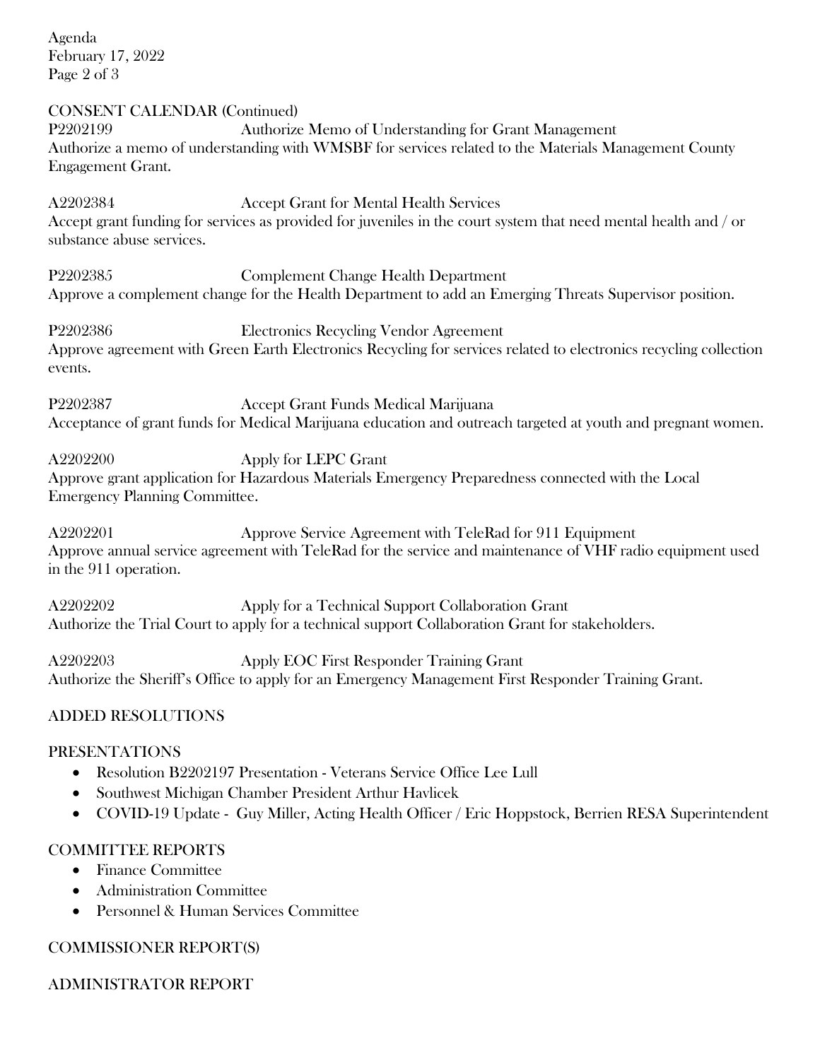## CONSENT CALENDAR (Continued)

**P2202199** Authorize Memo of Understanding for Grant Management
Authorize a memo of understanding with WMSBF for services related to the Materials Management County Engagement Grant.

**A2202384** Accept Grant for Mental Health Services
Accept grant funding for services as provided for juveniles in the court system that need mental health and / or substance abuse services.

**P2202385** Complement Change Health Department
Approve a complement change for the Health Department to add an Emerging Threats Supervisor position.

**P2202386** Electronics Recycling Vendor Agreement
Approve agreement with Green Earth Electronics Recycling for services related to electronics recycling collection events.

**P2202387** Accept Grant Funds Medical Marijuana
Acceptance of grant funds for Medical Marijuana education and outreach targeted at youth and pregnant women.

**A2202200** Apply for LEPC Grant
Approve grant application for Hazardous Materials Emergency Preparedness connected with the Local Emergency Planning Committee.

**A2202201** Approve Service Agreement with TeleRad for 911 Equipment
Approve annual service agreement with TeleRad for the service and maintenance of VHF radio equipment used in the 911 operation.

**A2202202** Apply for a Technical Support Collaboration Grant
Authorize the Trial Court to apply for a technical support Collaboration Grant for stakeholders.

**A2202203** Apply EOC First Responder Training Grant
Authorize the Sheriff's Office to apply for an Emergency Management First Responder Training Grant.

## ADDED RESOLUTIONS

## PRESENTATIONS

- Resolution B2202197 Presentation - Veterans Service Office Lee Lull
- Southwest Michigan Chamber President Arthur Havlicek
- COVID-19 Update - Guy Miller, Acting Health Officer / Eric Hoppstock, Berrien RESA Superintendent

## COMMITTEE REPORTS

- Finance Committee
- Administration Committee
- Personnel & Human Services Committee

## COMMISSIONER REPORT(S)

## ADMINISTRATOR REPORT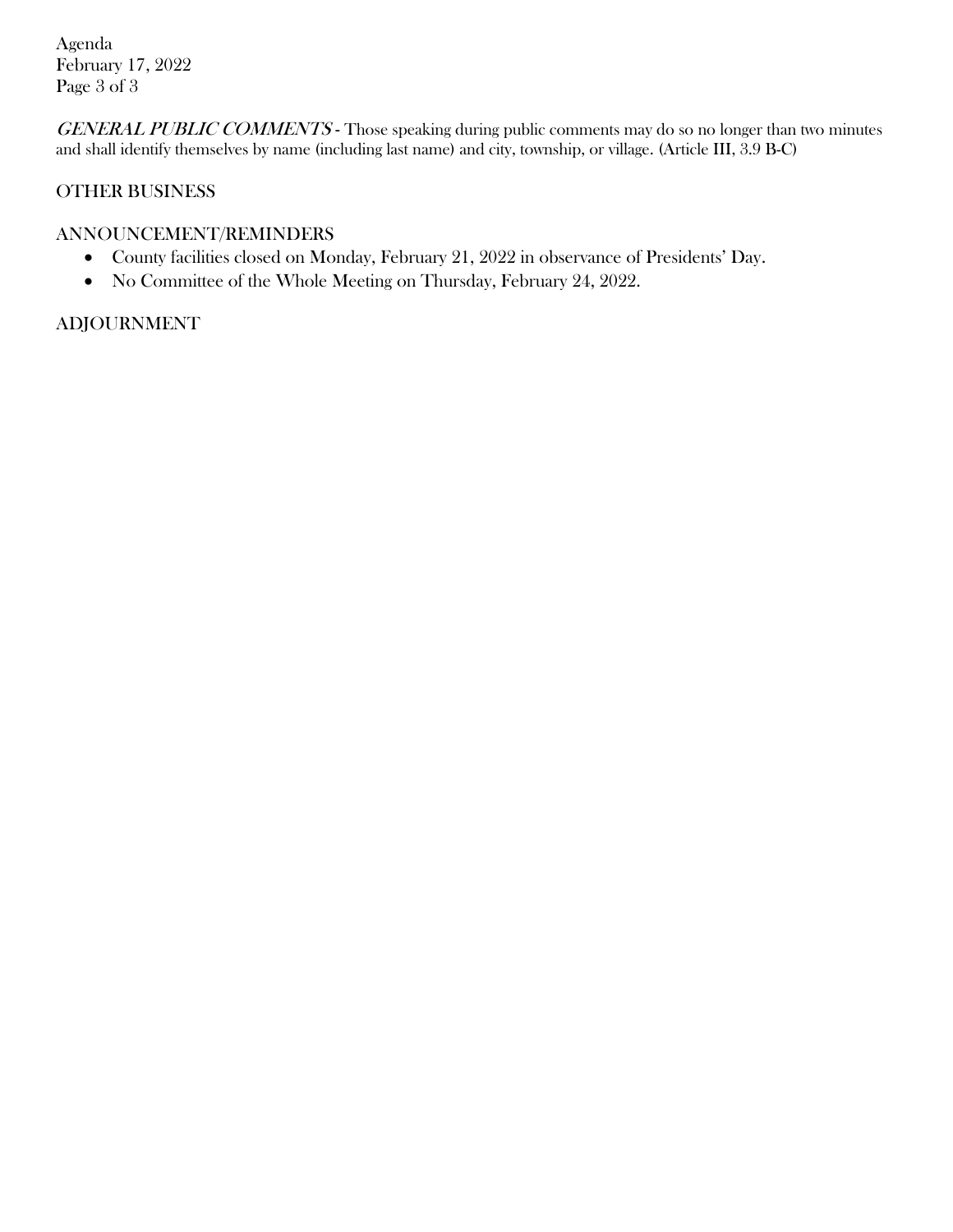*GENERAL PUBLIC COMMENTS* - Those speaking during public comments may do so no longer than two minutes and shall identify themselves by name (including last name) and city, township, or village. (Article III, 3.9 B-C)

## OTHER BUSINESS

## ANNOUNCEMENT/REMINDERS

- County facilities closed on Monday, February 21, 2022 in observance of Presidents' Day.
- No Committee of the Whole Meeting on Thursday, February 24, 2022.

## ADJOURNMENT